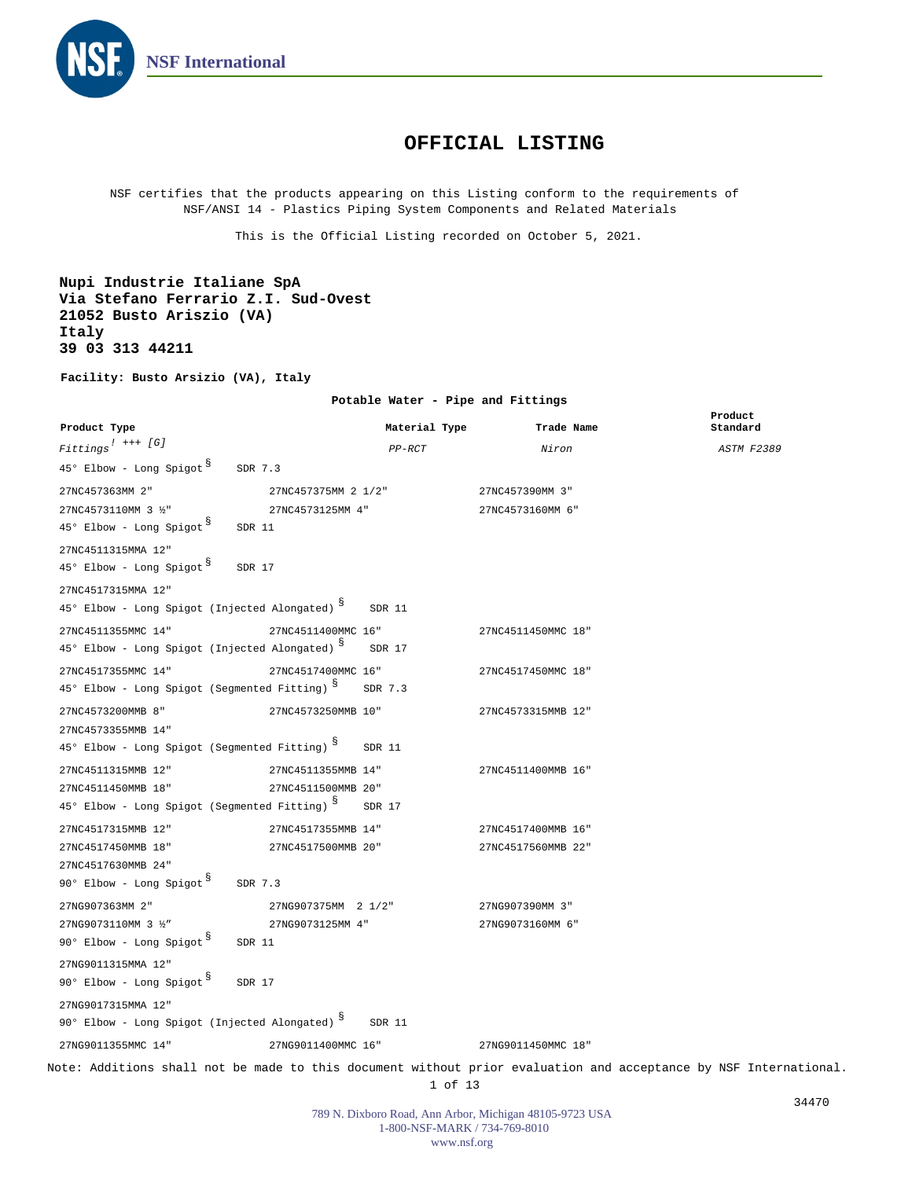NSF International

# OFFICIAL LISTING

NSF certifies that the products appearing on this Listing conform to the requirements of NSF/ANSI 14 - Plastics Piping System Components and Related Materials

This is the Official Listing recorded on October 5, 2021.

**Nupi Industrie Italiane SpA**
**Via Stefano Ferrario Z.I. Sud-Ovest**
**21052 Busto Ariszio (VA)**
**Italy**
**39 03 313 44211**

**Facility: Busto Arsizio (VA), Italy**

**Potable Water - Pipe and Fittings**

| Product Type | Material Type | Trade Name | Product Standard |
|---|---|---|---|
| *Fittings* [! +++ [G]] | *PP-RCT* | *Niron* | *ASTM F2389* |

45° Elbow - Long Spigot [§] SDR 7.3

| | | |
|---|---|---|
| 27NC457363MM 2" | 27NC457375MM 2 1/2" | 27NC457390MM 3" |
| 27NC4573110MM 3 ½" | 27NC4573125MM 4" | 27NC4573160MM 6" |

45° Elbow - Long Spigot [§] SDR 11

27NC4511315MMA 12"

45° Elbow - Long Spigot [§] SDR 17

27NC4517315MMA 12"

45° Elbow - Long Spigot (Injected Alongated) [§] SDR 11

| | | |
|---|---|---|
| 27NC4511355MMC 14" | 27NC4511400MMC 16" | 27NC4511450MMC 18" |

45° Elbow - Long Spigot (Injected Alongated) [§] SDR 17

| | | |
|---|---|---|
| 27NC4517355MMC 14" | 27NC4517400MMC 16" | 27NC4517450MMC 18" |

45° Elbow - Long Spigot (Segmented Fitting) [§] SDR 7.3

| | | |
|---|---|---|
| 27NC4573200MMB 8" | 27NC4573250MMB 10" | 27NC4573315MMB 12" |
| 27NC4573355MMB 14" | | |

45° Elbow - Long Spigot (Segmented Fitting) [§] SDR 11

| | | |
|---|---|---|
| 27NC4511315MMB 12" | 27NC4511355MMB 14" | 27NC4511400MMB 16" |
| 27NC4511450MMB 18" | 27NC4511500MMB 20" | |

45° Elbow - Long Spigot (Segmented Fitting) [§] SDR 17

| | | |
|---|---|---|
| 27NC4517315MMB 12" | 27NC4517355MMB 14" | 27NC4517400MMB 16" |
| 27NC4517450MMB 18" | 27NC4517500MMB 20" | 27NC4517560MMB 22" |
| 27NC4517630MMB 24" | | |

90° Elbow - Long Spigot [§] SDR 7.3

| | | |
|---|---|---|
| 27NG907363MM 2" | 27NG907375MM 2 1/2" | 27NG907390MM 3" |
| 27NG9073110MM 3 ½" | 27NG9073125MM 4" | 27NG9073160MM 6" |

90° Elbow - Long Spigot [§] SDR 11

27NG9011315MMA 12"

90° Elbow - Long Spigot [§] SDR 17

27NG9017315MMA 12"

90° Elbow - Long Spigot (Injected Alongated) [§] SDR 11

| | | |
|---|---|---|
| 27NG9011355MMC 14" | 27NG9011400MMC 16" | 27NG9011450MMC 18" |

Note: Additions shall not be made to this document without prior evaluation and acceptance by NSF International.

34470

789 N. Dixboro Road, Ann Arbor, Michigan 48105-9723 USA
1-800-NSF-MARK / 734-769-8010
www.nsf.org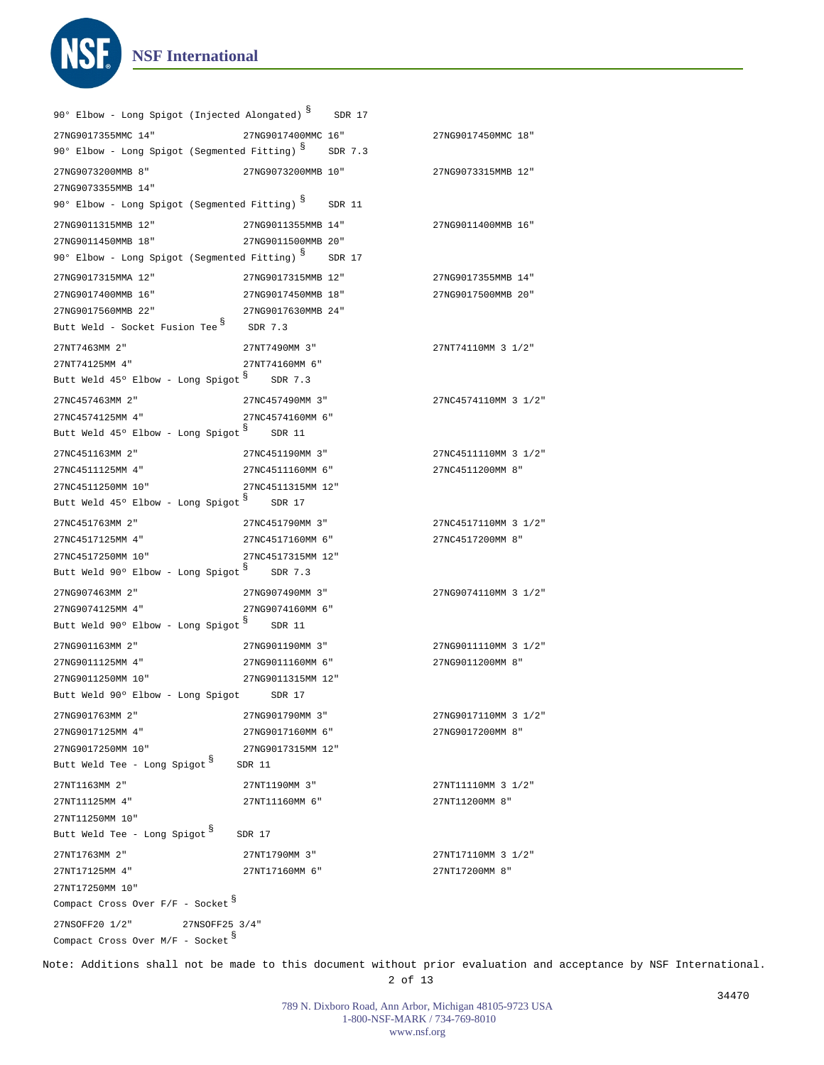90° Elbow - Long Spigot (Injected Alongated) § SDR 17

27NG9017355MMC 14"　　27NG9017400MMC 16"　　27NG9017450MMC 18"

90° Elbow - Long Spigot (Segmented Fitting) § SDR 7.3

27NG9073200MMB 8"　　27NG9073200MMB 10"　　27NG9073315MMB 12"
27NG9073355MMB 14"

90° Elbow - Long Spigot (Segmented Fitting) § SDR 11

27NG9011315MMB 12"　　27NG9011355MMB 14"　　27NG9011400MMB 16"
27NG9011450MMB 18"　　27NG9011500MMB 20"

90° Elbow - Long Spigot (Segmented Fitting) § SDR 17

27NG9017315MMA 12"　　27NG9017315MMB 12"　　27NG9017355MMB 14"
27NG9017400MMB 16"　　27NG9017450MMB 18"　　27NG9017500MMB 20"
27NG9017560MMB 22"　　27NG9017630MMB 24"

Butt Weld - Socket Fusion Tee § SDR 7.3

27NT7463MM 2"　　27NT7490MM 3"　　27NT74110MM 3 1/2"
27NT74125MM 4"　　27NT74160MM 6"

Butt Weld 45º Elbow - Long Spigot § SDR 7.3

27NC457463MM 2"　　27NC457490MM 3"　　27NC4574110MM 3 1/2"
27NC4574125MM 4"　　27NC4574160MM 6"

Butt Weld 45º Elbow - Long Spigot § SDR 11

27NC451163MM 2"　　27NC451190MM 3"　　27NC4511110MM 3 1/2"
27NC4511125MM 4"　　27NC4511160MM 6"　　27NC4511200MM 8"
27NC4511250MM 10"　　27NC4511315MM 12"

Butt Weld 45º Elbow - Long Spigot § SDR 17

27NC451763MM 2"　　27NC451790MM 3"　　27NC4517110MM 3 1/2"
27NC4517125MM 4"　　27NC4517160MM 6"　　27NC4517200MM 8"
27NC4517250MM 10"　　27NC4517315MM 12"

Butt Weld 90º Elbow - Long Spigot § SDR 7.3

27NG907463MM 2"　　27NG907490MM 3"　　27NG9074110MM 3 1/2"
27NG9074125MM 4"　　27NG9074160MM 6"

Butt Weld 90º Elbow - Long Spigot § SDR 11

27NG901163MM 2"　　27NG901190MM 3"　　27NG9011110MM 3 1/2"
27NG9011125MM 4"　　27NG9011160MM 6"　　27NG9011200MM 8"
27NG9011250MM 10"　　27NG9011315MM 12"

Butt Weld 90º Elbow - Long Spigot SDR 17

27NG901763MM 2"　　27NG901790MM 3"　　27NG9017110MM 3 1/2"
27NG9017125MM 4"　　27NG9017160MM 6"　　27NG9017200MM 8"
27NG9017250MM 10"　　27NG9017315MM 12"

Butt Weld Tee - Long Spigot § SDR 11

27NT1163MM 2"　　27NT1190MM 3"　　27NT11110MM 3 1/2"
27NT11125MM 4"　　27NT11160MM 6"　　27NT11200MM 8"
27NT11250MM 10"

Butt Weld Tee - Long Spigot § SDR 17

27NT1763MM 2"　　27NT1790MM 3"　　27NT17110MM 3 1/2"
27NT17125MM 4"　　27NT17160MM 6"　　27NT17200MM 8"
27NT17250MM 10"

Compact Cross Over F/F - Socket §

27NSOFF20 1/2"　　27NSOFF25 3/4"

Compact Cross Over M/F - Socket §

Note: Additions shall not be made to this document without prior evaluation and acceptance by NSF International.

34470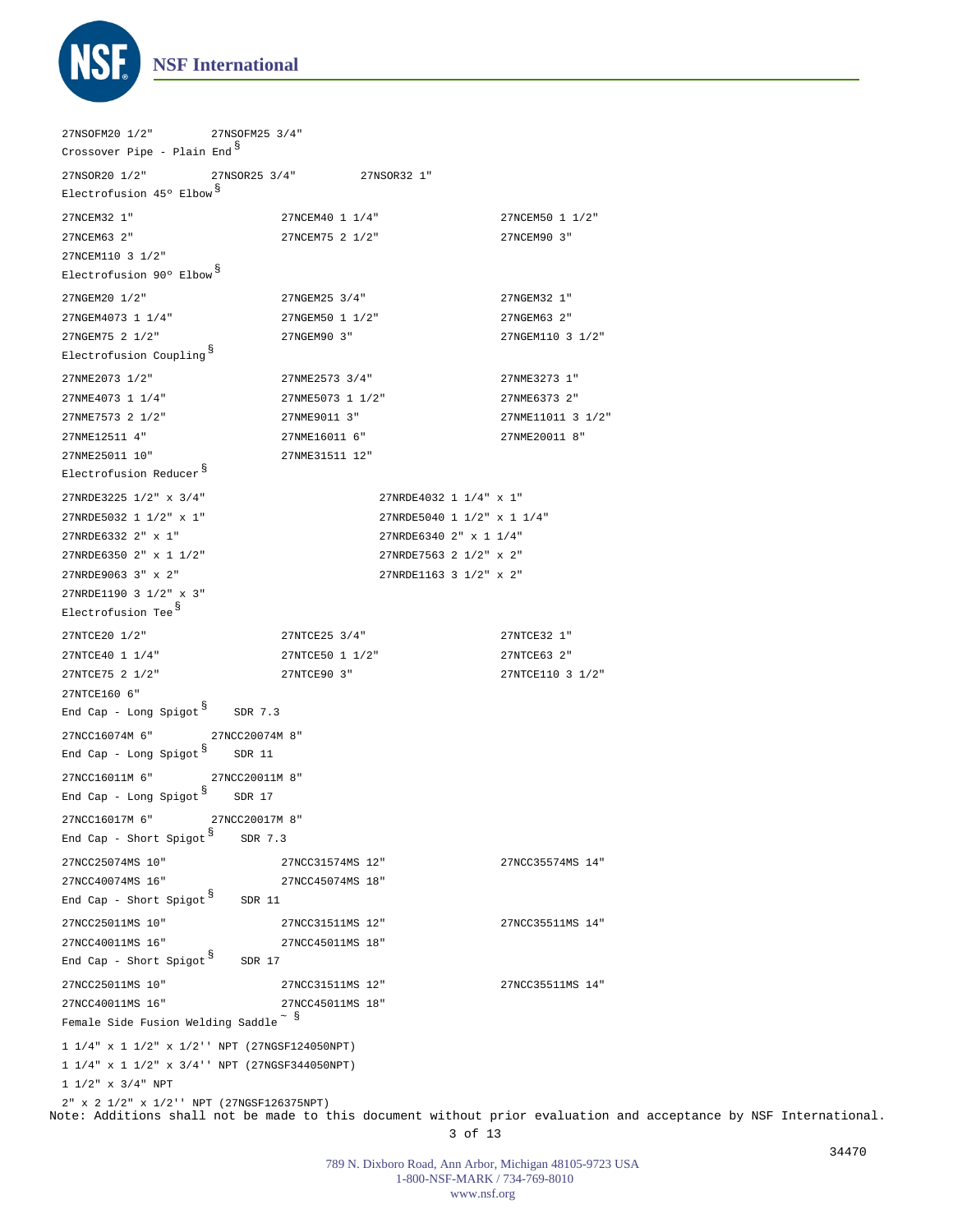27NSOFM20 1/2"  27NSOFM25 3/4"

Crossover Pipe - Plain End §

27NSOR20 1/2"  27NSOR25 3/4"  27NSOR32 1"

Electrofusion 45° Elbow §

| | | |
|---|---|---|
| 27NCEM32 1" | 27NCEM40 1 1/4" | 27NCEM50 1 1/2" |
| 27NCEM63 2" | 27NCEM75 2 1/2" | 27NCEM90 3" |
| 27NCEM110 3 1/2" | | |

Electrofusion 90° Elbow §

| | | |
|---|---|---|
| 27NGEM20 1/2" | 27NGEM25 3/4" | 27NGEM32 1" |
| 27NGEM4073 1 1/4" | 27NGEM50 1 1/2" | 27NGEM63 2" |
| 27NGEM75 2 1/2" | 27NGEM90 3" | 27NGEM110 3 1/2" |

Electrofusion Coupling §

| | | |
|---|---|---|
| 27NME2073 1/2" | 27NME2573 3/4" | 27NME3273 1" |
| 27NME4073 1 1/4" | 27NME5073 1 1/2" | 27NME6373 2" |
| 27NME7573 2 1/2" | 27NME9011 3" | 27NME11011 3 1/2" |
| 27NME12511 4" | 27NME16011 6" | 27NME20011 8" |
| 27NME25011 10" | 27NME31511 12" | |

Electrofusion Reducer §

| | |
|---|---|
| 27NRDE3225 1/2" x 3/4" | 27NRDE4032 1 1/4" x 1" |
| 27NRDE5032 1 1/2" x 1" | 27NRDE5040 1 1/2" x 1 1/4" |
| 27NRDE6332 2" x 1" | 27NRDE6340 2" x 1 1/4" |
| 27NRDE6350 2" x 1 1/2" | 27NRDE7563 2 1/2" x 2" |
| 27NRDE9063 3" x 2" | 27NRDE1163 3 1/2" x 2" |
| 27NRDE1190 3 1/2" x 3" | |

Electrofusion Tee §

| | | |
|---|---|---|
| 27NTCE20 1/2" | 27NTCE25 3/4" | 27NTCE32 1" |
| 27NTCE40 1 1/4" | 27NTCE50 1 1/2" | 27NTCE63 2" |
| 27NTCE75 2 1/2" | 27NTCE90 3" | 27NTCE110 3 1/2" |
| 27NTCE160 6" | | |

End Cap - Long Spigot § SDR 7.3

27NCC16074M 6"  27NCC20074M 8"

End Cap - Long Spigot § SDR 11

27NCC16011M 6"  27NCC20011M 8"

End Cap - Long Spigot § SDR 17

27NCC16017M 6"  27NCC20017M 8"

End Cap - Short Spigot § SDR 7.3

| | | |
|---|---|---|
| 27NCC25074MS 10" | 27NCC31574MS 12" | 27NCC35574MS 14" |
| 27NCC40074MS 16" | 27NCC45074MS 18" | |

End Cap - Short Spigot § SDR 11

| | | |
|---|---|---|
| 27NCC25011MS 10" | 27NCC31511MS 12" | 27NCC35511MS 14" |
| 27NCC40011MS 16" | 27NCC45011MS 18" | |

End Cap - Short Spigot § SDR 17

| | | |
|---|---|---|
| 27NCC25011MS 10" | 27NCC31511MS 12" | 27NCC35511MS 14" |
| 27NCC40011MS 16" | 27NCC45011MS 18" | |

Female Side Fusion Welding Saddle ~ §

1 1/4" x 1 1/2" x 1/2'' NPT (27NGSF124050NPT)

1 1/4" x 1 1/2" x 3/4'' NPT (27NGSF344050NPT)

1 1/2" x 3/4" NPT

2" x 2 1/2" x 1/2'' NPT (27NGSF126375NPT)

Note: Additions shall not be made to this document without prior evaluation and acceptance by NSF International.

34470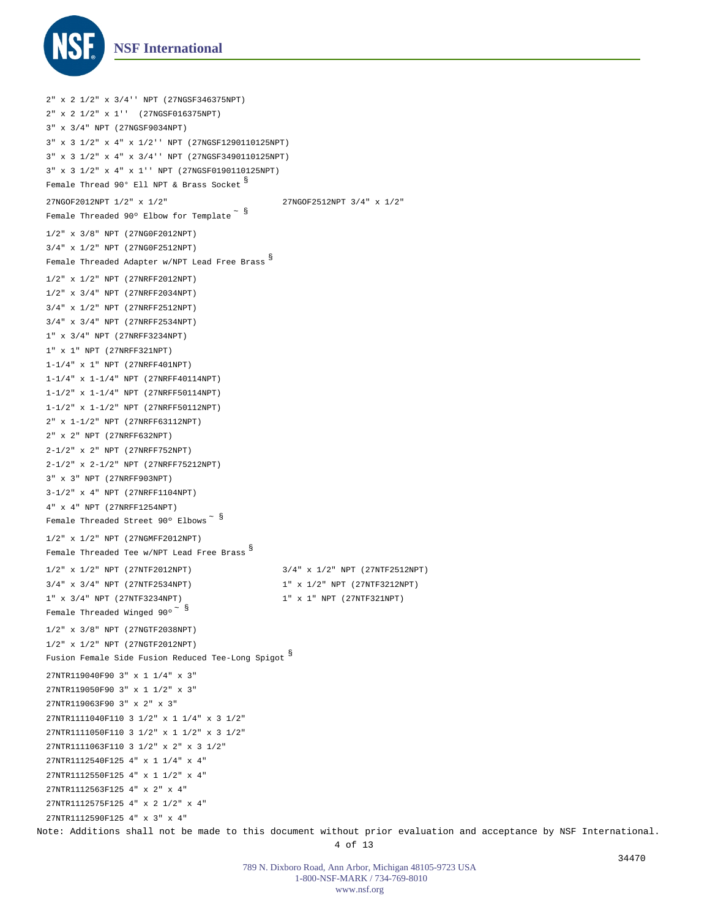2" x 2 1/2" x 3/4'' NPT (27NGSF346375NPT)
2" x 2 1/2" x 1''  (27NGSF016375NPT)
3" x 3/4" NPT (27NGSF9034NPT)
3" x 3 1/2" x 4" x 1/2'' NPT (27NGSF1290110125NPT)
3" x 3 1/2" x 4" x 3/4'' NPT (27NGSF3490110125NPT)
3" x 3 1/2" x 4" x 1'' NPT (27NGSF0190110125NPT)

Female Thread 90° Ell NPT & Brass Socket §

27NGOF2012NPT 1/2" x 1/2"
27NGOF2512NPT 3/4" x 1/2"

Female Threaded 90º Elbow for Template ~ §

1/2" x 3/8" NPT (27NG0F2012NPT)
3/4" x 1/2" NPT (27NG0F2512NPT)

Female Threaded Adapter w/NPT Lead Free Brass §

1/2" x 1/2" NPT (27NRFF2012NPT)
1/2" x 3/4" NPT (27NRFF2034NPT)
3/4" x 1/2" NPT (27NRFF2512NPT)
3/4" x 3/4" NPT (27NRFF2534NPT)
1" x 3/4" NPT (27NRFF3234NPT)
1" x 1" NPT (27NRFF321NPT)
1-1/4" x 1" NPT (27NRFF401NPT)
1-1/4" x 1-1/4" NPT (27NRFF40114NPT)
1-1/2" x 1-1/4" NPT (27NRFF50114NPT)
1-1/2" x 1-1/2" NPT (27NRFF50112NPT)
2" x 1-1/2" NPT (27NRFF63112NPT)
2" x 2" NPT (27NRFF632NPT)
2-1/2" x 2" NPT (27NRFF752NPT)
2-1/2" x 2-1/2" NPT (27NRFF75212NPT)
3" x 3" NPT (27NRFF903NPT)
3-1/2" x 4" NPT (27NRFF1104NPT)
4" x 4" NPT (27NRFF1254NPT)

Female Threaded Street 90º Elbows ~ §

1/2" x 1/2" NPT (27NGMFF2012NPT)

Female Threaded Tee w/NPT Lead Free Brass §

1/2" x 1/2" NPT (27NTF2012NPT)
3/4" x 1/2" NPT (27NTF2512NPT)
3/4" x 3/4" NPT (27NTF2534NPT)
1" x 1/2" NPT (27NTF3212NPT)
1" x 3/4" NPT (27NTF3234NPT)
1" x 1" NPT (27NTF321NPT)

Female Threaded Winged 90º ~ §

1/2" x 3/8" NPT (27NGTF2038NPT)
1/2" x 1/2" NPT (27NGTF2012NPT)

Fusion Female Side Fusion Reduced Tee-Long Spigot §

27NTR119040F90 3" x 1 1/4" x 3"
27NTR119050F90 3" x 1 1/2" x 3"
27NTR119063F90 3" x 2" x 3"
27NTR1111040F110 3 1/2" x 1 1/4" x 3 1/2"
27NTR1111050F110 3 1/2" x 1 1/2" x 3 1/2"
27NTR1111063F110 3 1/2" x 2" x 3 1/2"
27NTR1112540F125 4" x 1 1/4" x 4"
27NTR1112550F125 4" x 1 1/2" x 4"
27NTR1112563F125 4" x 2" x 4"
27NTR1112575F125 4" x 2 1/2" x 4"
27NTR1112590F125 4" x 3" x 4"

Note: Additions shall not be made to this document without prior evaluation and acceptance by NSF International.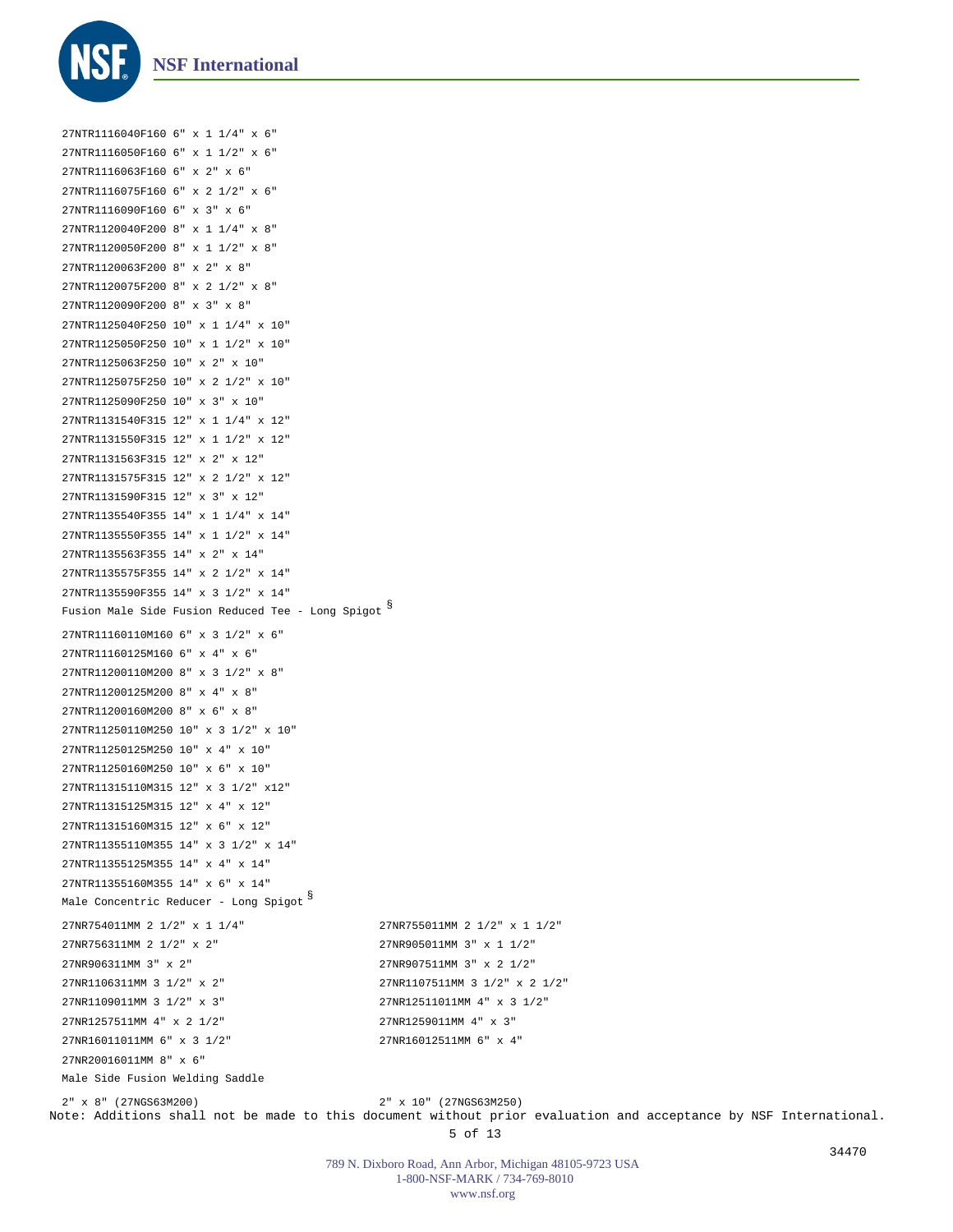27NTR1116040F160 6" x 1 1/4" x 6"
27NTR1116050F160 6" x 1 1/2" x 6"
27NTR1116063F160 6" x 2" x 6"
27NTR1116075F160 6" x 2 1/2" x 6"
27NTR1116090F160 6" x 3" x 6"
27NTR1120040F200 8" x 1 1/4" x 8"
27NTR1120050F200 8" x 1 1/2" x 8"
27NTR1120063F200 8" x 2" x 8"
27NTR1120075F200 8" x 2 1/2" x 8"
27NTR1120090F200 8" x 3" x 8"
27NTR1125040F250 10" x 1 1/4" x 10"
27NTR1125050F250 10" x 1 1/2" x 10"
27NTR1125063F250 10" x 2" x 10"
27NTR1125075F250 10" x 2 1/2" x 10"
27NTR1125090F250 10" x 3" x 10"
27NTR1131540F315 12" x 1 1/4" x 12"
27NTR1131550F315 12" x 1 1/2" x 12"
27NTR1131563F315 12" x 2" x 12"
27NTR1131575F315 12" x 2 1/2" x 12"
27NTR1131590F315 12" x 3" x 12"
27NTR1135540F355 14" x 1 1/4" x 14"
27NTR1135550F355 14" x 1 1/2" x 14"
27NTR1135563F355 14" x 2" x 14"
27NTR1135575F355 14" x 2 1/2" x 14"
27NTR1135590F355 14" x 3 1/2" x 14"

Fusion Male Side Fusion Reduced Tee - Long Spigot §

27NTR11160110M160 6" x 3 1/2" x 6"
27NTR11160125M160 6" x 4" x 6"
27NTR11200110M200 8" x 3 1/2" x 8"
27NTR11200125M200 8" x 4" x 8"
27NTR11200160M200 8" x 6" x 8"
27NTR11250110M250 10" x 3 1/2" x 10"
27NTR11250125M250 10" x 4" x 10"
27NTR11250160M250 10" x 6" x 10"
27NTR11315110M315 12" x 3 1/2" x12"
27NTR11315125M315 12" x 4" x 12"
27NTR11315160M315 12" x 6" x 12"
27NTR11355110M355 14" x 3 1/2" x 14"
27NTR11355125M355 14" x 4" x 14"
27NTR11355160M355 14" x 6" x 14"

Male Concentric Reducer - Long Spigot §

27NR754011MM 2 1/2" x 1 1/4"
27NR755011MM 2 1/2" x 1 1/2"
27NR756311MM 2 1/2" x 2"
27NR905011MM 3" x 1 1/2"
27NR906311MM 3" x 2"
27NR907511MM 3" x 2 1/2"
27NR1106311MM 3 1/2" x 2"
27NR1107511MM 3 1/2" x 2 1/2"
27NR1109011MM 3 1/2" x 3"
27NR12511011MM 4" x 3 1/2"
27NR1257511MM 4" x 2 1/2"
27NR1259011MM 4" x 3"
27NR16011011MM 6" x 3 1/2"
27NR16012511MM 6" x 4"
27NR20016011MM 8" x 6"

Male Side Fusion Welding Saddle

2" x 8" (27NGS63M200)
2" x 10" (27NGS63M250)

Note: Additions shall not be made to this document without prior evaluation and acceptance by NSF International.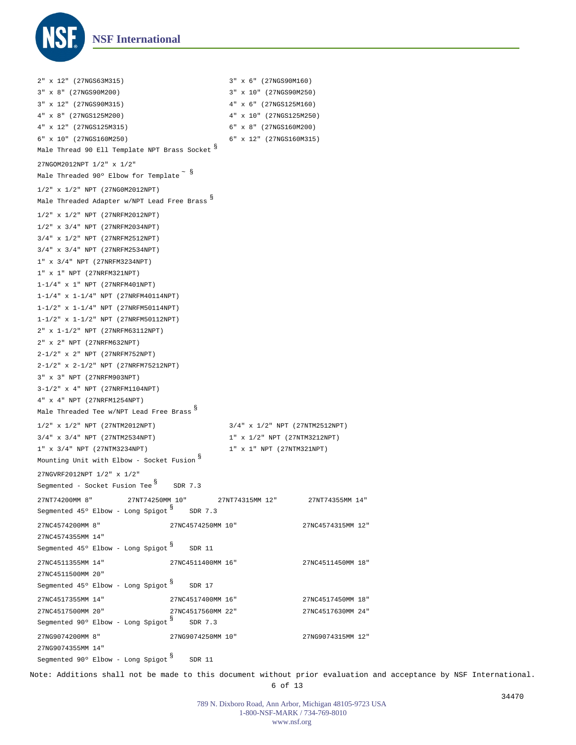2" x 12" (27NGS63M315)
3" x 6" (27NGS90M160)
3" x 8" (27NGS90M200)
3" x 10" (27NGS90M250)
3" x 12" (27NGS90M315)
4" x 6" (27NGS125M160)
4" x 8" (27NGS125M200)
4" x 10" (27NGS125M250)
4" x 12" (27NGS125M315)
6" x 8" (27NGS160M200)
6" x 10" (27NGS160M250)
6" x 12" (27NGS160M315)

Male Thread 90 Ell Template NPT Brass Socket §

27NGOM2012NPT 1/2" x 1/2"

Male Threaded 90º Elbow for Template ~ §

1/2" x 1/2" NPT (27NG0M2012NPT)

Male Threaded Adapter w/NPT Lead Free Brass §

1/2" x 1/2" NPT (27NRFM2012NPT)
1/2" x 3/4" NPT (27NRFM2034NPT)
3/4" x 1/2" NPT (27NRFM2512NPT)
3/4" x 3/4" NPT (27NRFM2534NPT)
1" x 3/4" NPT (27NRFM3234NPT)
1" x 1" NPT (27NRFM321NPT)
1-1/4" x 1" NPT (27NRFM401NPT)
1-1/4" x 1-1/4" NPT (27NRFM40114NPT)
1-1/2" x 1-1/4" NPT (27NRFM50114NPT)
1-1/2" x 1-1/2" NPT (27NRFM50112NPT)
2" x 1-1/2" NPT (27NRFM63112NPT)
2" x 2" NPT (27NRFM632NPT)
2-1/2" x 2" NPT (27NRFM752NPT)
2-1/2" x 2-1/2" NPT (27NRFM75212NPT)
3" x 3" NPT (27NRFM903NPT)
3-1/2" x 4" NPT (27NRFM1104NPT)
4" x 4" NPT (27NRFM1254NPT)

Male Threaded Tee w/NPT Lead Free Brass §

1/2" x 1/2" NPT (27NTM2012NPT)
3/4" x 1/2" NPT (27NTM2512NPT)
3/4" x 3/4" NPT (27NTM2534NPT)
1" x 1/2" NPT (27NTM3212NPT)
1" x 3/4" NPT (27NTM3234NPT)
1" x 1" NPT (27NTM321NPT)

Mounting Unit with Elbow - Socket Fusion §

27NGVRF2012NPT 1/2" x 1/2"

Segmented - Socket Fusion Tee § SDR 7.3

27NT74200MM 8"
27NT74250MM 10"
27NT74315MM 12"
27NT74355MM 14"

Segmented 45º Elbow - Long Spigot § SDR 7.3

27NC4574200MM 8"
27NC4574250MM 10"
27NC4574315MM 12"
27NC4574355MM 14"

Segmented 45º Elbow - Long Spigot § SDR 11

27NC4511355MM 14"
27NC4511400MM 16"
27NC4511450MM 18"
27NC4511500MM 20"

Segmented 45º Elbow - Long Spigot § SDR 17

27NC4517355MM 14"
27NC4517400MM 16"
27NC4517450MM 18"
27NC4517500MM 20"
27NC4517560MM 22"
27NC4517630MM 24"

Segmented 90º Elbow - Long Spigot § SDR 7.3

27NG9074200MM 8"
27NG9074250MM 10"
27NG9074315MM 12"
27NG9074355MM 14"

Segmented 90º Elbow - Long Spigot § SDR 11

Note: Additions shall not be made to this document without prior evaluation and acceptance by NSF International.

34470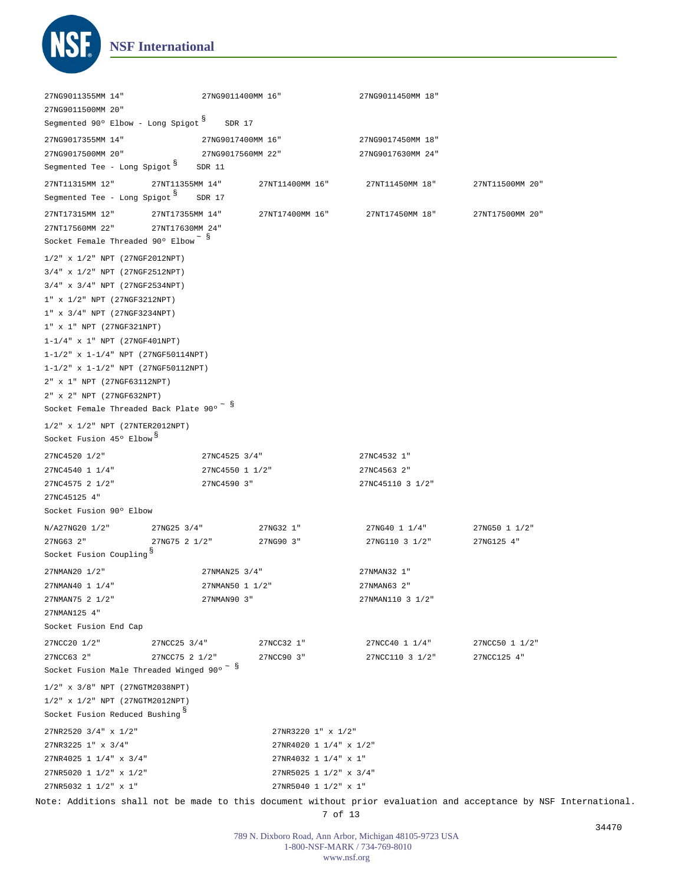27NG9011355MM 14"                27NG9011400MM 16"                27NG9011450MM 18"

27NG9011500MM 20"

Segmented 90° Elbow - Long Spigot § SDR 17

27NG9017355MM 14"                27NG9017400MM 16"                27NG9017450MM 18"

27NG9017500MM 20"                27NG9017560MM 22"                27NG9017630MM 24"

Segmented Tee - Long Spigot § SDR 11

27NT11315MM 12"        27NT11355MM 14"        27NT11400MM 16"        27NT11450MM 18"        27NT11500MM 20"

Segmented Tee - Long Spigot § SDR 17

27NT17315MM 12"        27NT17355MM 14"        27NT17400MM 16"        27NT17450MM 18"        27NT17500MM 20"

27NT17560MM 22"        27NT17630MM 24"

Socket Female Threaded 90° Elbow ~ §

1/2" x 1/2" NPT (27NGF2012NPT)

3/4" x 1/2" NPT (27NGF2512NPT)

3/4" x 3/4" NPT (27NGF2534NPT)

1" x 1/2" NPT (27NGF3212NPT)

1" x 3/4" NPT (27NGF3234NPT)

1" x 1" NPT (27NGF321NPT)

1-1/4" x 1" NPT (27NGF401NPT)

1-1/2" x 1-1/4" NPT (27NGF50114NPT)

1-1/2" x 1-1/2" NPT (27NGF50112NPT)

2" x 1" NPT (27NGF63112NPT)

2" x 2" NPT (27NGF632NPT)

Socket Female Threaded Back Plate 90° ~ §

1/2" x 1/2" NPT (27NTER2012NPT)

Socket Fusion 45° Elbow §

27NC4520 1/2"                27NC4525 3/4"                27NC4532 1"

27NC4540 1 1/4"                27NC4550 1 1/2"                27NC4563 2"

27NC4575 2 1/2"                27NC4590 3"                27NC45110 3 1/2"

27NC45125 4"

Socket Fusion 90° Elbow

N/A27NG20 1/2"        27NG25 3/4"        27NG32 1"        27NG40 1 1/4"        27NG50 1 1/2"

27NG63 2"        27NG75 2 1/2"        27NG90 3"        27NG110 3 1/2"        27NG125 4"

Socket Fusion Coupling §

27NMAN20 1/2"                27NMAN25 3/4"                27NMAN32 1"

27NMAN40 1 1/4"                27NMAN50 1 1/2"                27NMAN63 2"

27NMAN75 2 1/2"                27NMAN90 3"                27NMAN110 3 1/2"

27NMAN125 4"

Socket Fusion End Cap

27NCC20 1/2"        27NCC25 3/4"        27NCC32 1"        27NCC40 1 1/4"        27NCC50 1 1/2"

27NCC63 2"        27NCC75 2 1/2"        27NCC90 3"        27NCC110 3 1/2"        27NCC125 4"

Socket Fusion Male Threaded Winged 90° ~ §

1/2" x 3/8" NPT (27NGTM2038NPT)

1/2" x 1/2" NPT (27NGTM2012NPT)

Socket Fusion Reduced Bushing §

27NR2520 3/4" x 1/2"                27NR3220 1" x 1/2"

27NR3225 1" x 3/4"                27NR4020 1 1/4" x 1/2"

27NR4025 1 1/4" x 3/4"                27NR4032 1 1/4" x 1"

27NR5020 1 1/2" x 1/2"                27NR5025 1 1/2" x 3/4"

27NR5032 1 1/2" x 1"                27NR5040 1 1/2" x 1"

Note: Additions shall not be made to this document without prior evaluation and acceptance by NSF International.

34470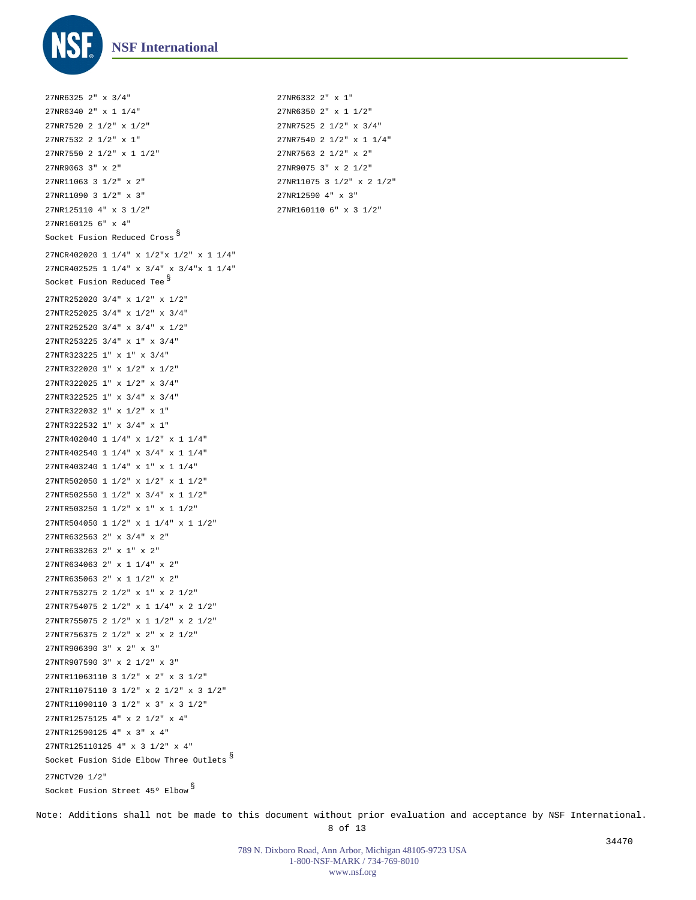27NR6325 2" x 3/4"

27NR6332 2" x 1"

27NR6340 2" x 1 1/4"

27NR6350 2" x 1 1/2"

27NR7520 2 1/2" x 1/2"

27NR7525 2 1/2" x 3/4"

27NR7532 2 1/2" x 1"

27NR7540 2 1/2" x 1 1/4"

27NR7550 2 1/2" x 1 1/2"

27NR7563 2 1/2" x 2"

27NR9063 3" x 2"

27NR9075 3" x 2 1/2"

27NR11063 3 1/2" x 2"

27NR11075 3 1/2" x 2 1/2"

27NR11090 3 1/2" x 3"

27NR12590 4" x 3"

27NR125110 4" x 3 1/2"

27NR160110 6" x 3 1/2"

27NR160125 6" x 4"

Socket Fusion Reduced Cross §

27NCR402020 1 1/4" x 1/2"x 1/2" x 1 1/4"

27NCR402525 1 1/4" x 3/4" x 3/4"x 1 1/4"

Socket Fusion Reduced Tee §

27NTR252020 3/4" x 1/2" x 1/2"

27NTR252025 3/4" x 1/2" x 3/4"

27NTR252520 3/4" x 3/4" x 1/2"

27NTR253225 3/4" x 1" x 3/4"

27NTR323225 1" x 1" x 3/4"

27NTR322020 1" x 1/2" x 1/2"

27NTR322025 1" x 1/2" x 3/4"

27NTR322525 1" x 3/4" x 3/4"

27NTR322032 1" x 1/2" x 1"

27NTR322532 1" x 3/4" x 1"

27NTR402040 1 1/4" x 1/2" x 1 1/4"

27NTR402540 1 1/4" x 3/4" x 1 1/4"

27NTR403240 1 1/4" x 1" x 1 1/4"

27NTR502050 1 1/2" x 1/2" x 1 1/2"

27NTR502550 1 1/2" x 3/4" x 1 1/2"

27NTR503250 1 1/2" x 1" x 1 1/2"

27NTR504050 1 1/2" x 1 1/4" x 1 1/2"

27NTR632563 2" x 3/4" x 2"

27NTR633263 2" x 1" x 2"

27NTR634063 2" x 1 1/4" x 2"

27NTR635063 2" x 1 1/2" x 2"

27NTR753275 2 1/2" x 1" x 2 1/2"

27NTR754075 2 1/2" x 1 1/4" x 2 1/2"

27NTR755075 2 1/2" x 1 1/2" x 2 1/2"

27NTR756375 2 1/2" x 2" x 2 1/2"

27NTR906390 3" x 2" x 3"

27NTR907590 3" x 2 1/2" x 3"

27NTR11063110 3 1/2" x 2" x 3 1/2"

27NTR11075110 3 1/2" x 2 1/2" x 3 1/2"

27NTR11090110 3 1/2" x 3" x 3 1/2"

27NTR12575125 4" x 2 1/2" x 4"

27NTR12590125 4" x 3" x 4"

27NTR125110125 4" x 3 1/2" x 4"

Socket Fusion Side Elbow Three Outlets §

27NCTV20 1/2"

Socket Fusion Street 45° Elbow §

Note: Additions shall not be made to this document without prior evaluation and acceptance by NSF International.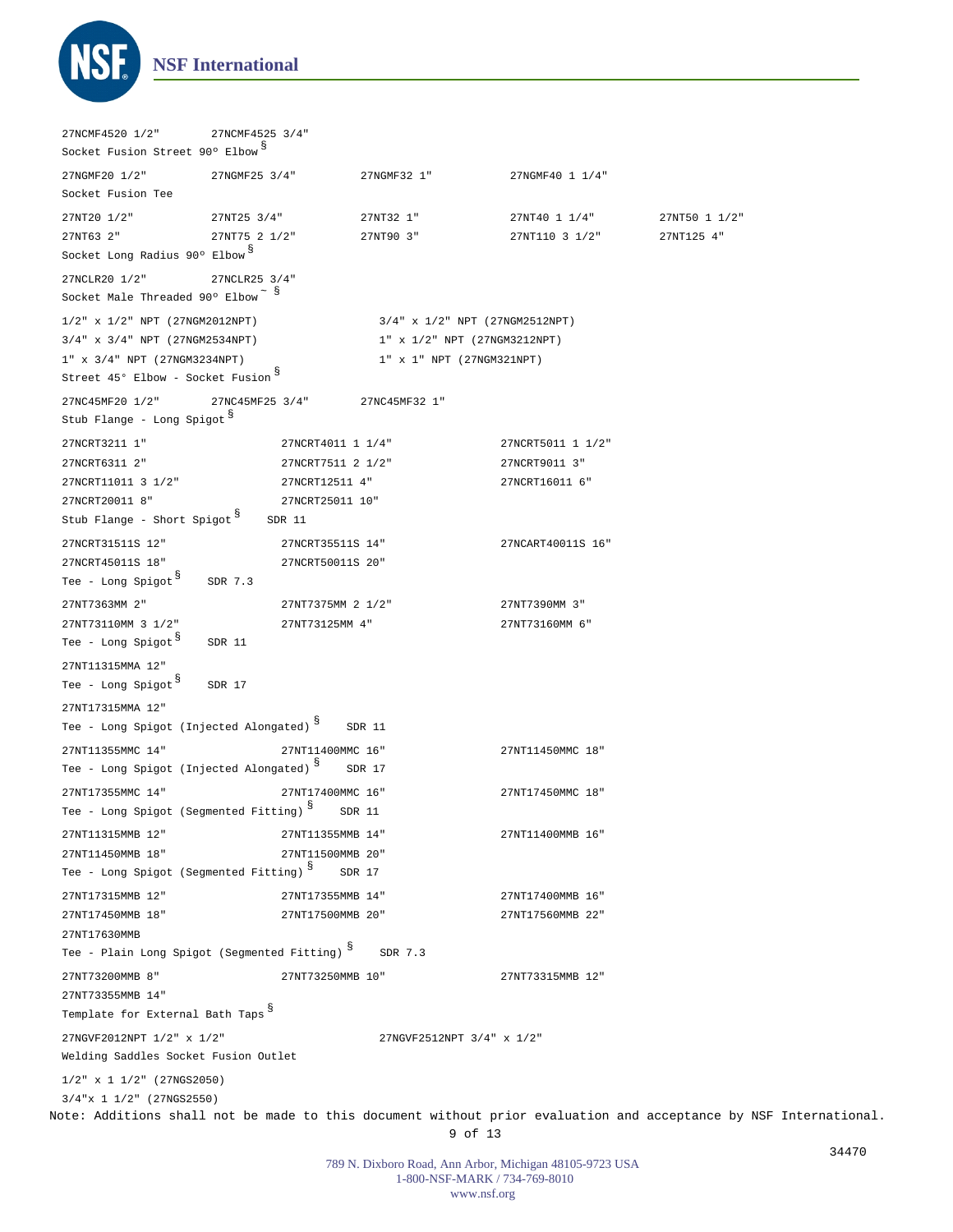27NCMF4520 1/2"        27NCMF4525 3/4"

Socket Fusion Street 90° Elbow §

27NGMF20 1/2"        27NGMF25 3/4"        27NGMF32 1"        27NGMF40 1 1/4"

Socket Fusion Tee

| | | | | |
|---|---|---|---|---|
| 27NT20 1/2" | 27NT25 3/4" | 27NT32 1" | 27NT40 1 1/4" | 27NT50 1 1/2" |
| 27NT63 2" | 27NT75 2 1/2" | 27NT90 3" | 27NT110 3 1/2" | 27NT125 4" |

Socket Long Radius 90° Elbow §

27NCLR20 1/2"        27NCLR25 3/4"

Socket Male Threaded 90° Elbow ~ §

| | |
|---|---|
| 1/2" x 1/2" NPT (27NGM2012NPT) | 3/4" x 1/2" NPT (27NGM2512NPT) |
| 3/4" x 3/4" NPT (27NGM2534NPT) | 1" x 1/2" NPT (27NGM3212NPT) |
| 1" x 3/4" NPT (27NGM3234NPT) | 1" x 1" NPT (27NGM321NPT) |

Street 45° Elbow - Socket Fusion §

27NC45MF20 1/2"        27NC45MF25 3/4"        27NC45MF32 1"

Stub Flange - Long Spigot §

| | | |
|---|---|---|
| 27NCRT3211 1" | 27NCRT4011 1 1/4" | 27NCRT5011 1 1/2" |
| 27NCRT6311 2" | 27NCRT7511 2 1/2" | 27NCRT9011 3" |
| 27NCRT11011 3 1/2" | 27NCRT12511 4" | 27NCRT16011 6" |
| 27NCRT20011 8" | 27NCRT25011 10" | |

Stub Flange - Short Spigot §    SDR 11

| | | |
|---|---|---|
| 27NCRT31511S 12" | 27NCRT35511S 14" | 27NCART40011S 16" |
| 27NCRT45011S 18" | 27NCRT50011S 20" | |

Tee - Long Spigot §    SDR 7.3

| | | |
|---|---|---|
| 27NT7363MM 2" | 27NT7375MM 2 1/2" | 27NT7390MM 3" |
| 27NT73110MM 3 1/2" | 27NT73125MM 4" | 27NT73160MM 6" |

Tee - Long Spigot §    SDR 11

27NT11315MMA 12"

Tee - Long Spigot §    SDR 17

27NT17315MMA 12"

Tee - Long Spigot (Injected Alongated) §    SDR 11

| | | |
|---|---|---|
| 27NT11355MMC 14" | 27NT11400MMC 16" | 27NT11450MMC 18" |

Tee - Long Spigot (Injected Alongated) §    SDR 17

| | | |
|---|---|---|
| 27NT17355MMC 14" | 27NT17400MMC 16" | 27NT17450MMC 18" |

Tee - Long Spigot (Segmented Fitting) §    SDR 11

| | | |
|---|---|---|
| 27NT11315MMB 12" | 27NT11355MMB 14" | 27NT11400MMB 16" |
| 27NT11450MMB 18" | 27NT11500MMB 20" | |

Tee - Long Spigot (Segmented Fitting) §    SDR 17

| | | |
|---|---|---|
| 27NT17315MMB 12" | 27NT17355MMB 14" | 27NT17400MMB 16" |
| 27NT17450MMB 18" | 27NT17500MMB 20" | 27NT17560MMB 22" |
| 27NT17630MMB | | |

Tee - Plain Long Spigot (Segmented Fitting) §    SDR 7.3

| | | |
|---|---|---|
| 27NT73200MMB 8" | 27NT73250MMB 10" | 27NT73315MMB 12" |
| 27NT73355MMB 14" | | |

Template for External Bath Taps §

27NGVF2012NPT 1/2" x 1/2"        27NGVF2512NPT 3/4" x 1/2"

Welding Saddles Socket Fusion Outlet

1/2" x 1 1/2" (27NGS2050)

3/4"x 1 1/2" (27NGS2550)

Note: Additions shall not be made to this document without prior evaluation and acceptance by NSF International.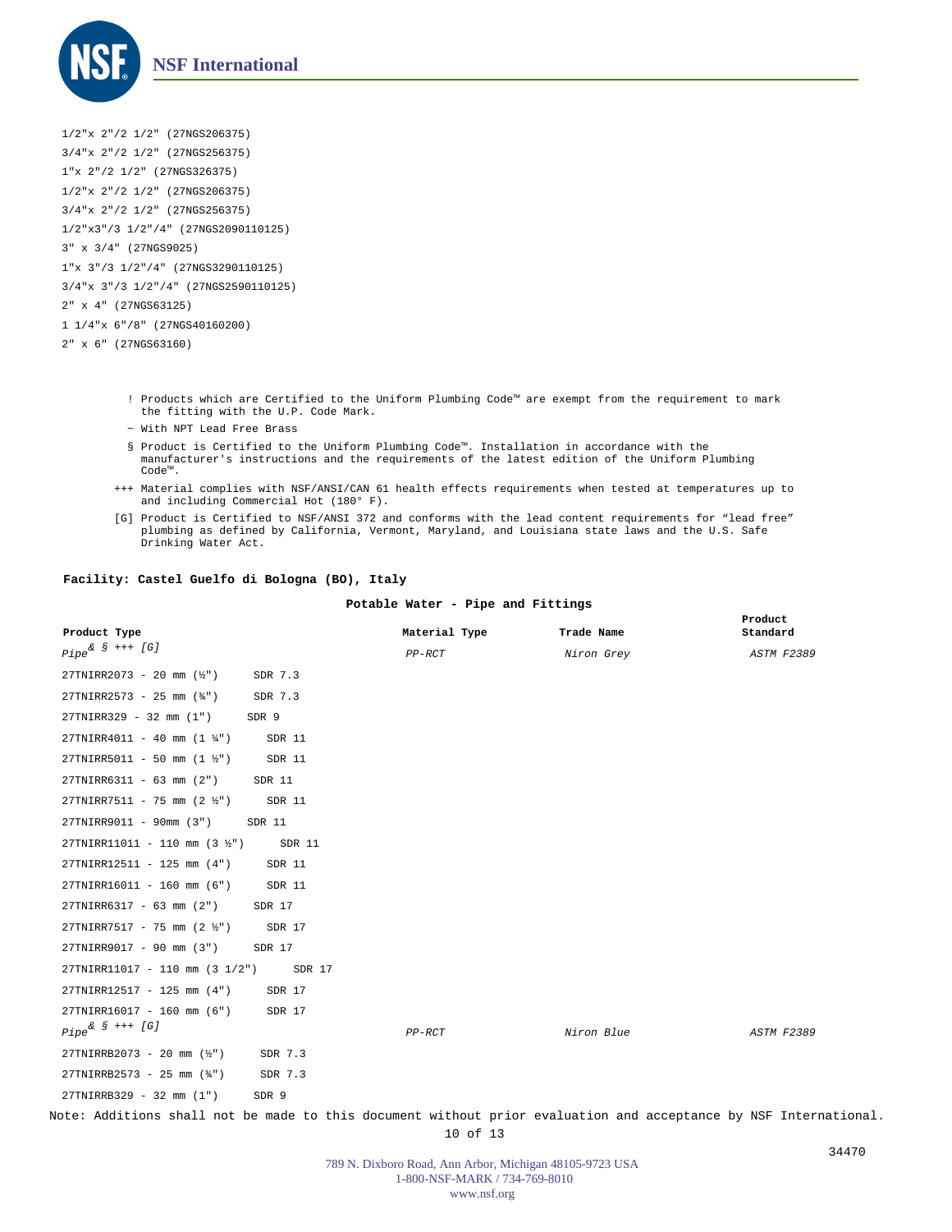1/2"x 2"/2 1/2" (27NGS206375)

3/4"x 2"/2 1/2" (27NGS256375)

1"x 2"/2 1/2" (27NGS326375)

1/2"x 2"/2 1/2" (27NGS206375)

3/4"x 2"/2 1/2" (27NGS256375)

1/2"x3"/3 1/2"/4" (27NGS2090110125)

3" x 3/4" (27NGS9025)

1"x 3"/3 1/2"/4" (27NGS3290110125)

3/4"x 3"/3 1/2"/4" (27NGS2590110125)

2" x 4" (27NGS63125)

1 1/4"x 6"/8" (27NGS40160200)

2" x 6" (27NGS63160)

! Products which are Certified to the Uniform Plumbing Code™ are exempt from the requirement to mark the fitting with the U.P. Code Mark.

~ With NPT Lead Free Brass

§ Product is Certified to the Uniform Plumbing Code™. Installation in accordance with the manufacturer's instructions and the requirements of the latest edition of the Uniform Plumbing Code™.

+++ Material complies with NSF/ANSI/CAN 61 health effects requirements when tested at temperatures up to and including Commercial Hot (180° F).

[G] Product is Certified to NSF/ANSI 372 and conforms with the lead content requirements for “lead free” plumbing as defined by California, Vermont, Maryland, and Louisiana state laws and the U.S. Safe Drinking Water Act.

**Facility: Castel Guelfo di Bologna (BO), Italy**

**Potable Water - Pipe and Fittings**

| Product Type | Material Type | Trade Name | Product Standard |
|---|---|---|---|
| *Pipe& § +++ [G]* | *PP-RCT* | *Niron Grey* | *ASTM F2389* |
| 27TNIRR2073 - 20 mm (½") SDR 7.3 | | | |
| 27TNIRR2573 - 25 mm (¾") SDR 7.3 | | | |
| 27TNIRR329 - 32 mm (1") SDR 9 | | | |
| 27TNIRR4011 - 40 mm (1 ¼") SDR 11 | | | |
| 27TNIRR5011 - 50 mm (1 ½") SDR 11 | | | |
| 27TNIRR6311 - 63 mm (2") SDR 11 | | | |
| 27TNIRR7511 - 75 mm (2 ½") SDR 11 | | | |
| 27TNIRR9011 - 90mm (3") SDR 11 | | | |
| 27TNIRR11011 - 110 mm (3 ½") SDR 11 | | | |
| 27TNIRR12511 - 125 mm (4") SDR 11 | | | |
| 27TNIRR16011 - 160 mm (6") SDR 11 | | | |
| 27TNIRR6317 - 63 mm (2") SDR 17 | | | |
| 27TNIRR7517 - 75 mm (2 ½") SDR 17 | | | |
| 27TNIRR9017 - 90 mm (3") SDR 17 | | | |
| 27TNIRR11017 - 110 mm (3 1/2") SDR 17 | | | |
| 27TNIRR12517 - 125 mm (4") SDR 17 | | | |
| 27TNIRR16017 - 160 mm (6") SDR 17 | | | |
| *Pipe& § +++ [G]* | *PP-RCT* | *Niron Blue* | *ASTM F2389* |
| 27TNIRRB2073 - 20 mm (½") SDR 7.3 | | | |
| 27TNIRRB2573 - 25 mm (¾") SDR 7.3 | | | |
| 27TNIRRB329 - 32 mm (1") SDR 9 | | | |

Note: Additions shall not be made to this document without prior evaluation and acceptance by NSF International.

34470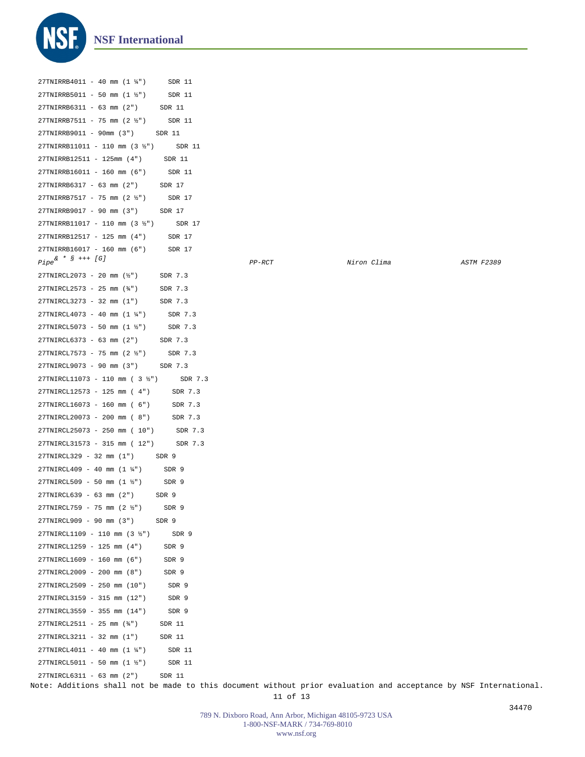27TNIRRB4011 - 40 mm (1 ¼") SDR 11
27TNIRRB5011 - 50 mm (1 ½") SDR 11
27TNIRRB6311 - 63 mm (2") SDR 11
27TNIRRB7511 - 75 mm (2 ½") SDR 11
27TNIRRB9011 - 90mm (3") SDR 11
27TNIRRB11011 - 110 mm (3 ½") SDR 11
27TNIRRB12511 - 125mm (4") SDR 11
27TNIRRB16011 - 160 mm (6") SDR 11
27TNIRRB6317 - 63 mm (2") SDR 17
27TNIRRB7517 - 75 mm (2 ½") SDR 17
27TNIRRB9017 - 90 mm (3") SDR 17
27TNIRRB11017 - 110 mm (3 ½") SDR 17
27TNIRRB12517 - 125 mm (4") SDR 17
27TNIRRB16017 - 160 mm (6") SDR 17

| | | | |
|---|---|---|---|
| *Pipe[& * § +++] [G]* | *PP-RCT* | *Niron Clima* | *ASTM F2389* |

27TNIRCL2073 - 20 mm (½") SDR 7.3
27TNIRCL2573 - 25 mm (¾") SDR 7.3
27TNIRCL3273 - 32 mm (1") SDR 7.3
27TNIRCL4073 - 40 mm (1 ¼") SDR 7.3
27TNIRCL5073 - 50 mm (1 ½") SDR 7.3
27TNIRCL6373 - 63 mm (2") SDR 7.3
27TNIRCL7573 - 75 mm (2 ½") SDR 7.3
27TNIRCL9073 - 90 mm (3") SDR 7.3
27TNIRCL11073 - 110 mm ( 3 ½") SDR 7.3
27TNIRCL12573 - 125 mm ( 4") SDR 7.3
27TNIRCL16073 - 160 mm ( 6") SDR 7.3
27TNIRCL20073 - 200 mm ( 8") SDR 7.3
27TNIRCL25073 - 250 mm ( 10") SDR 7.3
27TNIRCL31573 - 315 mm ( 12") SDR 7.3
27TNIRCL329 - 32 mm (1") SDR 9
27TNIRCL409 - 40 mm (1 ¼") SDR 9
27TNIRCL509 - 50 mm (1 ½") SDR 9
27TNIRCL639 - 63 mm (2") SDR 9
27TNIRCL759 - 75 mm (2 ½") SDR 9
27TNIRCL909 - 90 mm (3") SDR 9
27TNIRCL1109 - 110 mm (3 ½") SDR 9
27TNIRCL1259 - 125 mm (4") SDR 9
27TNIRCL1609 - 160 mm (6") SDR 9
27TNIRCL2009 - 200 mm (8") SDR 9
27TNIRCL2509 - 250 mm (10") SDR 9
27TNIRCL3159 - 315 mm (12") SDR 9
27TNIRCL3559 - 355 mm (14") SDR 9
27TNIRCL2511 - 25 mm (¾") SDR 11
27TNIRCL3211 - 32 mm (1") SDR 11
27TNIRCL4011 - 40 mm (1 ¼") SDR 11
27TNIRCL5011 - 50 mm (1 ½") SDR 11
27TNIRCL6311 - 63 mm (2") SDR 11

Note: Additions shall not be made to this document without prior evaluation and acceptance by NSF International.

34470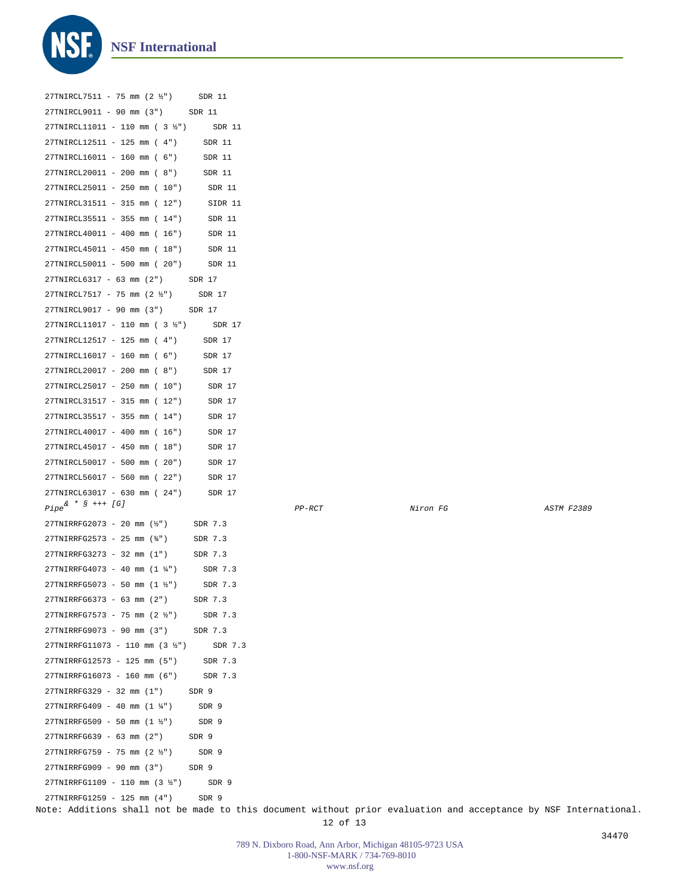27TNIRCL7511 - 75 mm (2 ½") SDR 11
27TNIRCL9011 - 90 mm (3") SDR 11
27TNIRCL11011 - 110 mm ( 3 ½") SDR 11
27TNIRCL12511 - 125 mm ( 4") SDR 11
27TNIRCL16011 - 160 mm ( 6") SDR 11
27TNIRCL20011 - 200 mm ( 8") SDR 11
27TNIRCL25011 - 250 mm ( 10") SDR 11
27TNIRCL31511 - 315 mm ( 12") SIDR 11
27TNIRCL35511 - 355 mm ( 14") SDR 11
27TNIRCL40011 - 400 mm ( 16") SDR 11
27TNIRCL45011 - 450 mm ( 18") SDR 11
27TNIRCL50011 - 500 mm ( 20") SDR 11
27TNIRCL6317 - 63 mm (2") SDR 17
27TNIRCL7517 - 75 mm (2 ½") SDR 17
27TNIRCL9017 - 90 mm (3") SDR 17
27TNIRCL11017 - 110 mm ( 3 ½") SDR 17
27TNIRCL12517 - 125 mm ( 4") SDR 17
27TNIRCL16017 - 160 mm ( 6") SDR 17
27TNIRCL20017 - 200 mm ( 8") SDR 17
27TNIRCL25017 - 250 mm ( 10") SDR 17
27TNIRCL31517 - 315 mm ( 12") SDR 17
27TNIRCL35517 - 355 mm ( 14") SDR 17
27TNIRCL40017 - 400 mm ( 16") SDR 17
27TNIRCL45017 - 450 mm ( 18") SDR 17
27TNIRCL50017 - 500 mm ( 20") SDR 17
27TNIRCL56017 - 560 mm ( 22") SDR 17
27TNIRCL63017 - 630 mm ( 24") SDR 17

| *Pipe[& * § +++] [G]* | *PP-RCT* | *Niron FG* | *ASTM F2389* |
|---|---|---|---|

27TNIRRFG2073 - 20 mm (½") SDR 7.3
27TNIRRFG2573 - 25 mm (¾") SDR 7.3
27TNIRRFG3273 - 32 mm (1") SDR 7.3
27TNIRRFG4073 - 40 mm (1 ¼") SDR 7.3
27TNIRRFG5073 - 50 mm (1 ½") SDR 7.3
27TNIRRFG6373 - 63 mm (2") SDR 7.3
27TNIRRFG7573 - 75 mm (2 ½") SDR 7.3
27TNIRRFG9073 - 90 mm (3") SDR 7.3
27TNIRRFG11073 - 110 mm (3 ½") SDR 7.3
27TNIRRFG12573 - 125 mm (5") SDR 7.3
27TNIRRFG16073 - 160 mm (6") SDR 7.3
27TNIRRFG329 - 32 mm (1") SDR 9
27TNIRRFG409 - 40 mm (1 ¼") SDR 9
27TNIRRFG509 - 50 mm (1 ½") SDR 9
27TNIRRFG639 - 63 mm (2") SDR 9
27TNIRRFG759 - 75 mm (2 ½") SDR 9
27TNIRRFG909 - 90 mm (3") SDR 9
27TNIRRFG1109 - 110 mm (3 ½") SDR 9
27TNIRRFG1259 - 125 mm (4") SDR 9

Note: Additions shall not be made to this document without prior evaluation and acceptance by NSF International.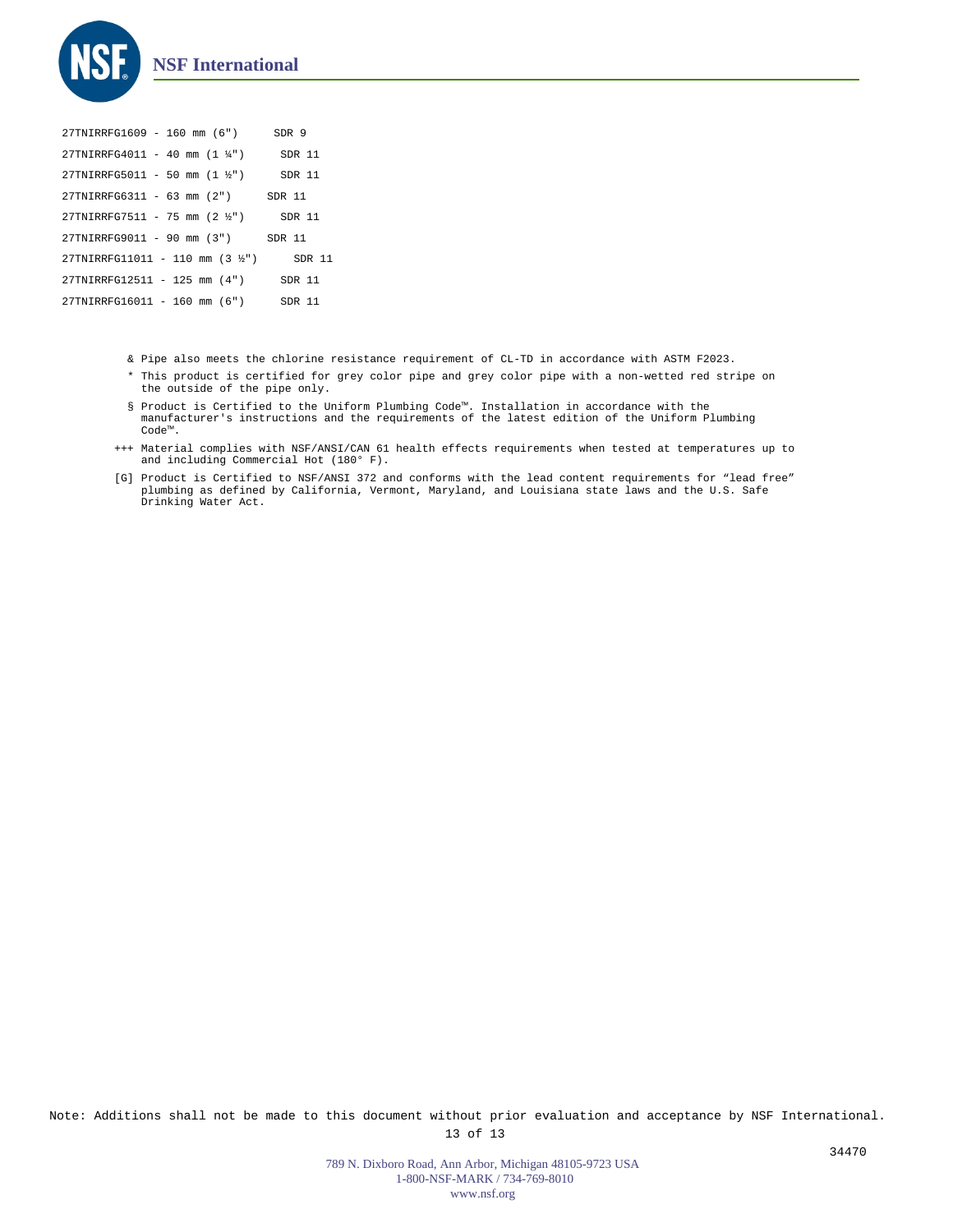27TNIRRFG1609 - 160 mm (6") SDR 9

27TNIRRFG4011 - 40 mm (1 ¼") SDR 11

27TNIRRFG5011 - 50 mm (1 ½") SDR 11

27TNIRRFG6311 - 63 mm (2") SDR 11

27TNIRRFG7511 - 75 mm (2 ½") SDR 11

27TNIRRFG9011 - 90 mm (3") SDR 11

27TNIRRFG11011 - 110 mm (3 ½") SDR 11

27TNIRRFG12511 - 125 mm (4") SDR 11

27TNIRRFG16011 - 160 mm (6") SDR 11

& Pipe also meets the chlorine resistance requirement of CL-TD in accordance with ASTM F2023.

* This product is certified for grey color pipe and grey color pipe with a non-wetted red stripe on the outside of the pipe only.

§ Product is Certified to the Uniform Plumbing Code™. Installation in accordance with the manufacturer's instructions and the requirements of the latest edition of the Uniform Plumbing Code™.

+++ Material complies with NSF/ANSI/CAN 61 health effects requirements when tested at temperatures up to and including Commercial Hot (180° F).

[G] Product is Certified to NSF/ANSI 372 and conforms with the lead content requirements for "lead free" plumbing as defined by California, Vermont, Maryland, and Louisiana state laws and the U.S. Safe Drinking Water Act.

Note: Additions shall not be made to this document without prior evaluation and acceptance by NSF International.